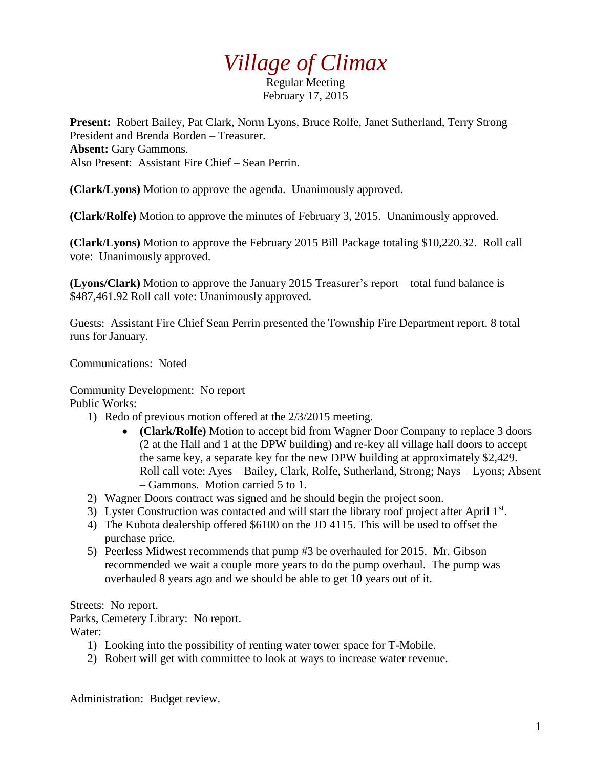# *Village of Climax*

Regular Meeting
February 17, 2015

**Present:** Robert Bailey, Pat Clark, Norm Lyons, Bruce Rolfe, Janet Sutherland, Terry Strong – President and Brenda Borden – Treasurer.
**Absent:** Gary Gammons.
Also Present: Assistant Fire Chief – Sean Perrin.

**(Clark/Lyons)** Motion to approve the agenda. Unanimously approved.

**(Clark/Rolfe)** Motion to approve the minutes of February 3, 2015. Unanimously approved.

**(Clark/Lyons)** Motion to approve the February 2015 Bill Package totaling $10,220.32. Roll call vote: Unanimously approved.

**(Lyons/Clark)** Motion to approve the January 2015 Treasurer's report – total fund balance is $487,461.92 Roll call vote: Unanimously approved.

Guests: Assistant Fire Chief Sean Perrin presented the Township Fire Department report. 8 total runs for January.

Communications: Noted

Community Development: No report
Public Works:

1) Redo of previous motion offered at the 2/3/2015 meeting.
   - **(Clark/Rolfe)** Motion to accept bid from Wagner Door Company to replace 3 doors (2 at the Hall and 1 at the DPW building) and re-key all village hall doors to accept the same key, a separate key for the new DPW building at approximately $2,429. Roll call vote: Ayes – Bailey, Clark, Rolfe, Sutherland, Strong; Nays – Lyons; Absent – Gammons. Motion carried 5 to 1.
2) Wagner Doors contract was signed and he should begin the project soon.
3) Lyster Construction was contacted and will start the library roof project after April 1st.
4) The Kubota dealership offered $6100 on the JD 4115. This will be used to offset the purchase price.
5) Peerless Midwest recommends that pump #3 be overhauled for 2015. Mr. Gibson recommended we wait a couple more years to do the pump overhaul. The pump was overhauled 8 years ago and we should be able to get 10 years out of it.

Streets: No report.
Parks, Cemetery Library: No report.
Water:

1) Looking into the possibility of renting water tower space for T-Mobile.
2) Robert will get with committee to look at ways to increase water revenue.

Administration: Budget review.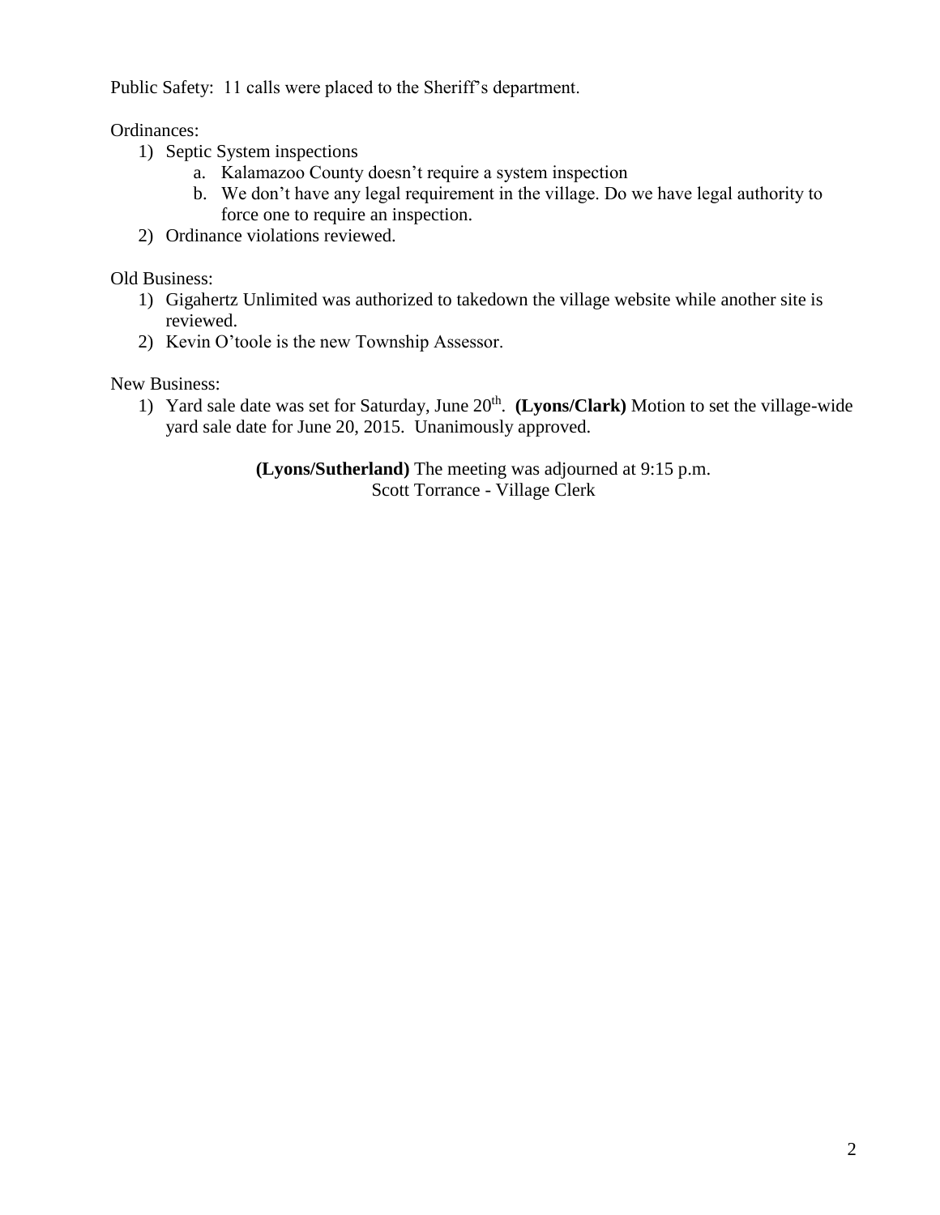Public Safety: 11 calls were placed to the Sheriff's department.

Ordinances:

1) Septic System inspections
   a. Kalamazoo County doesn't require a system inspection
   b. We don't have any legal requirement in the village. Do we have legal authority to force one to require an inspection.
2) Ordinance violations reviewed.

Old Business:

1) Gigahertz Unlimited was authorized to takedown the village website while another site is reviewed.
2) Kevin O'toole is the new Township Assessor.

New Business:

1) Yard sale date was set for Saturday, June 20th. **(Lyons/Clark)** Motion to set the village-wide yard sale date for June 20, 2015. Unanimously approved.

**(Lyons/Sutherland)** The meeting was adjourned at 9:15 p.m.
Scott Torrance - Village Clerk